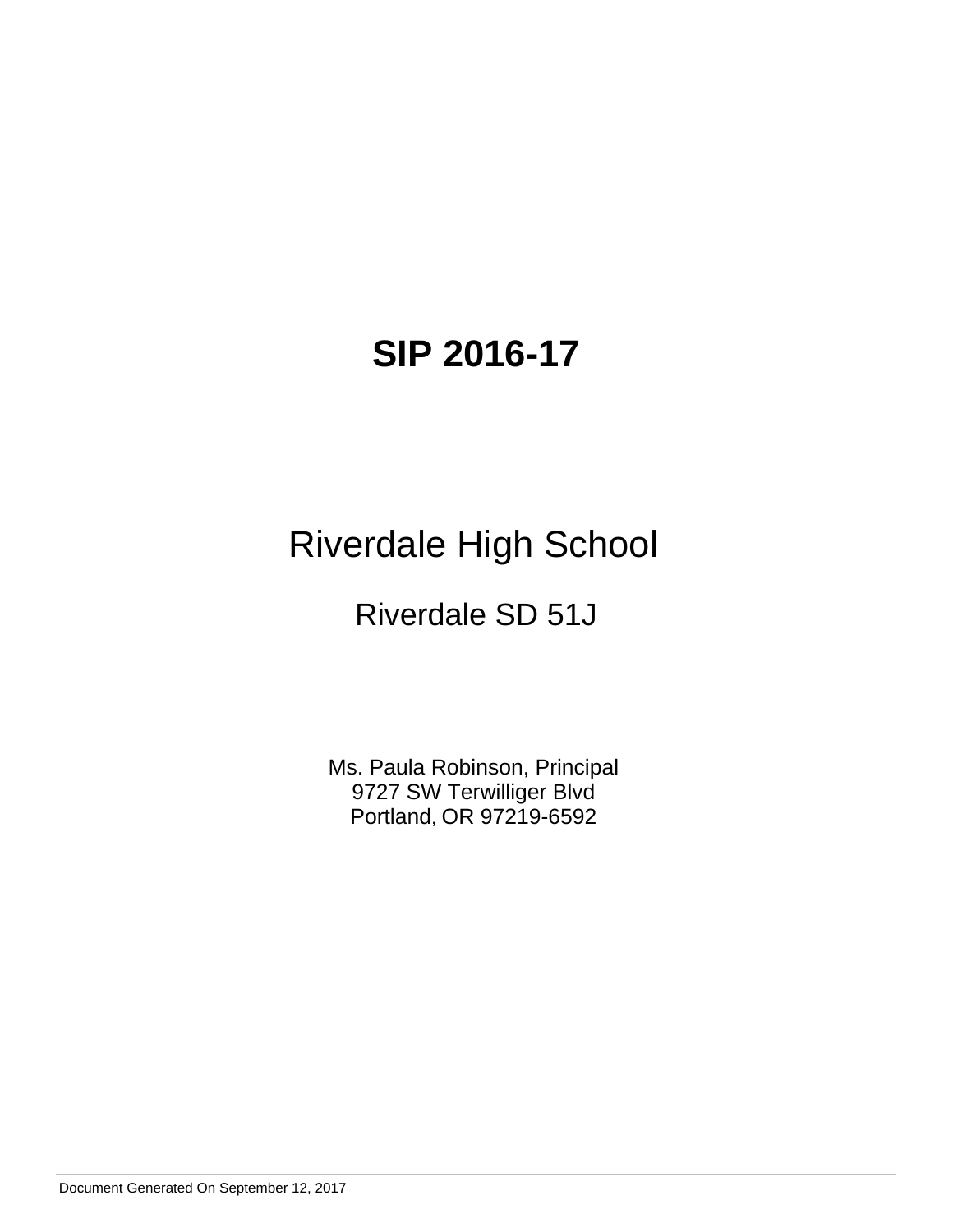# SIP 2016-17

## Riverdale High School

### Riverdale SD 51J

Ms. Paula Robinson, Principal
9727 SW Terwilliger Blvd
Portland, OR 97219-6592

Document Generated On September 12, 2017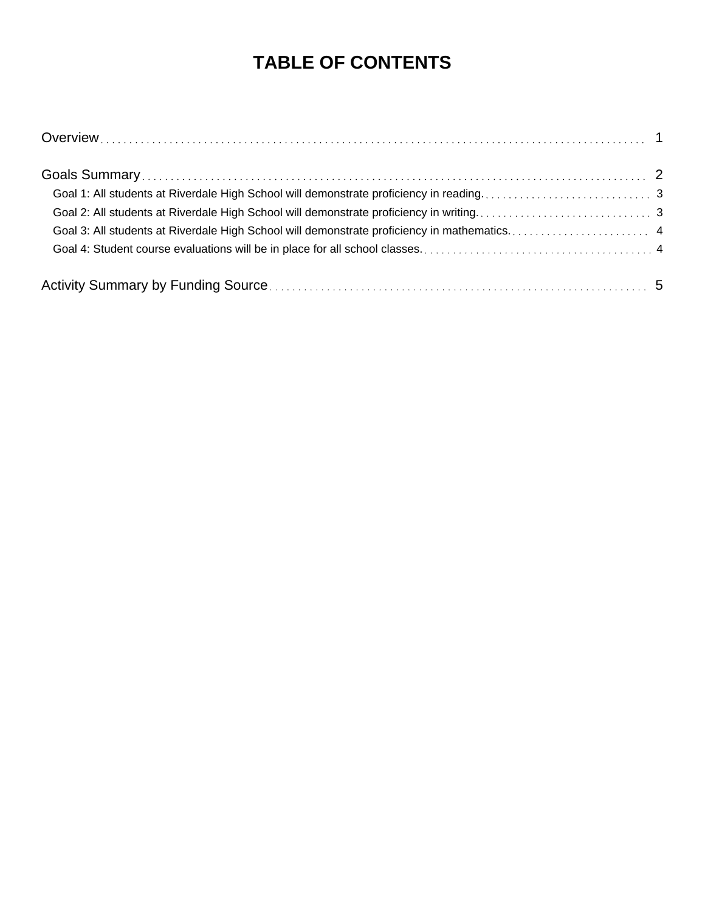# TABLE OF CONTENTS

Overview . . . . . . . . . . . . . . . . . . . . . . . . . . . . . . . . . . . . . . . . . . . . . . . . . . . . . . . . . . . . . . . . 1

Goals Summary . . . . . . . . . . . . . . . . . . . . . . . . . . . . . . . . . . . . . . . . . . . . . . . . . . . . . . . . . . . . 2

- Goal 1: All students at Riverdale High School will demonstrate proficiency in reading. . . . . . . . . . . . . . . . . 3
- Goal 2: All students at Riverdale High School will demonstrate proficiency in writing. . . . . . . . . . . . . . . . . 3
- Goal 3: All students at Riverdale High School will demonstrate proficiency in mathematics. . . . . . . . . . . . 4
- Goal 4: Student course evaluations will be in place for all school classes. . . . . . . . . . . . . . . . . . . . . . . . 4

Activity Summary by Funding Source . . . . . . . . . . . . . . . . . . . . . . . . . . . . . . . . . . . . . . . . . . . . . 5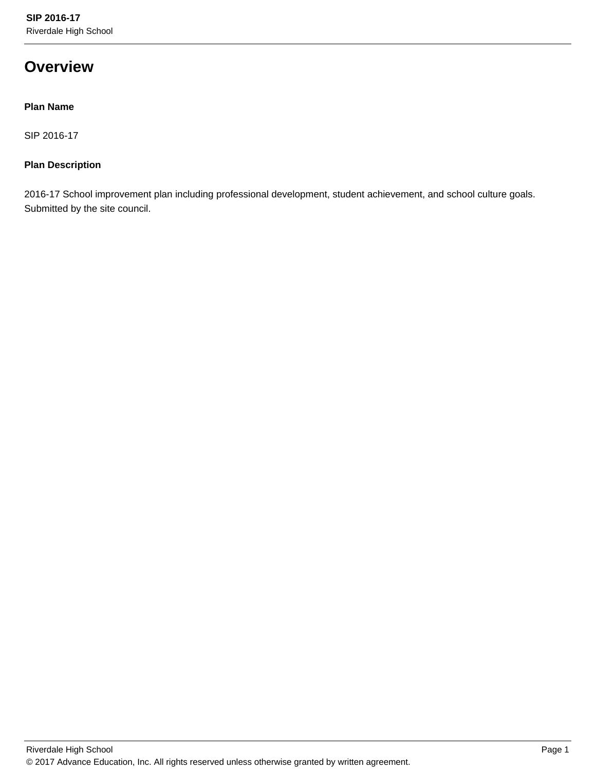# Overview

**Plan Name**

SIP 2016-17

**Plan Description**

2016-17 School improvement plan including professional development, student achievement, and school culture goals. Submitted by the site council.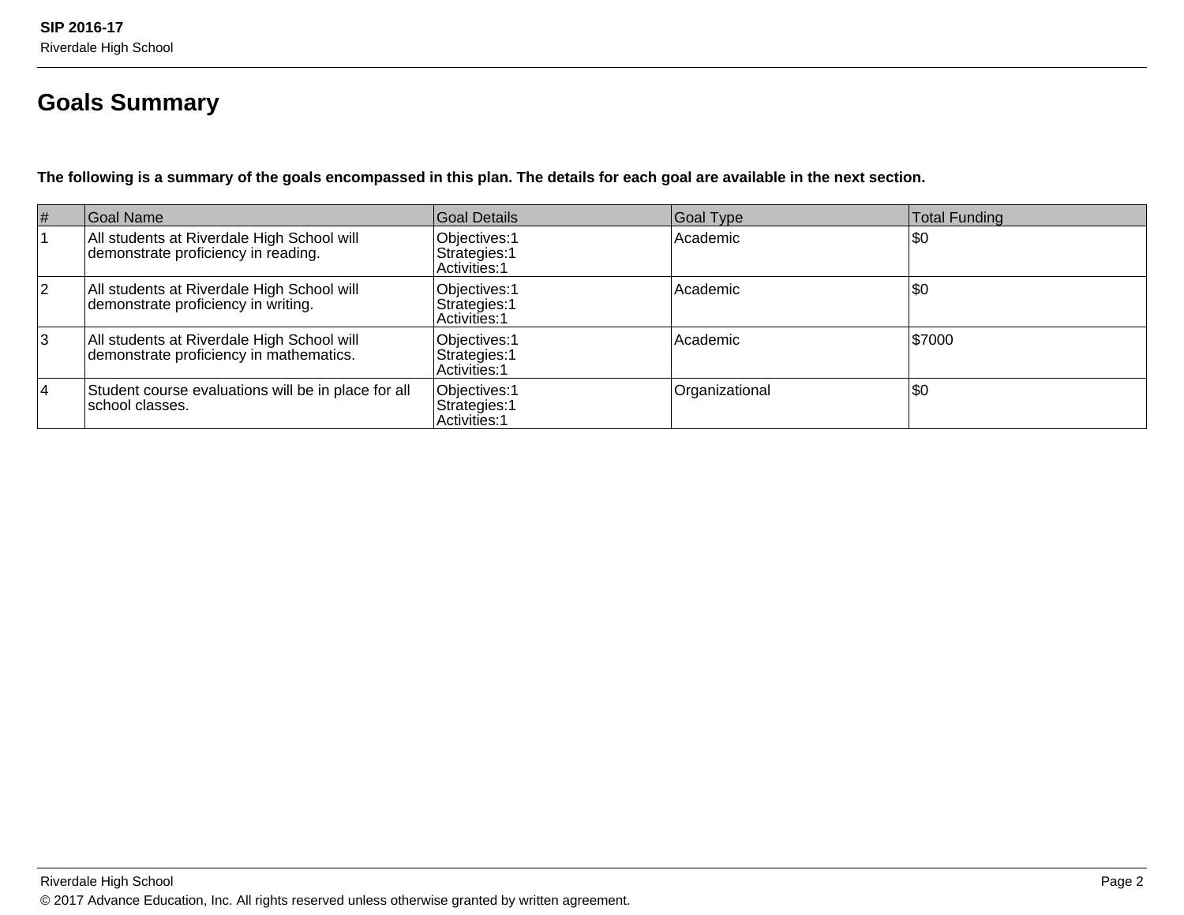# Goals Summary

**The following is a summary of the goals encompassed in this plan. The details for each goal are available in the next section.**

| # | Goal Name | Goal Details | Goal Type | Total Funding |
|---|---|---|---|---|
| 1 | All students at Riverdale High School will demonstrate proficiency in reading. | Objectives:1<br>Strategies:1<br>Activities:1 | Academic | $0 |
| 2 | All students at Riverdale High School will demonstrate proficiency in writing. | Objectives:1<br>Strategies:1<br>Activities:1 | Academic | $0 |
| 3 | All students at Riverdale High School will demonstrate proficiency in mathematics. | Objectives:1<br>Strategies:1<br>Activities:1 | Academic | $7000 |
| 4 | Student course evaluations will be in place for all school classes. | Objectives:1<br>Strategies:1<br>Activities:1 | Organizational | $0 |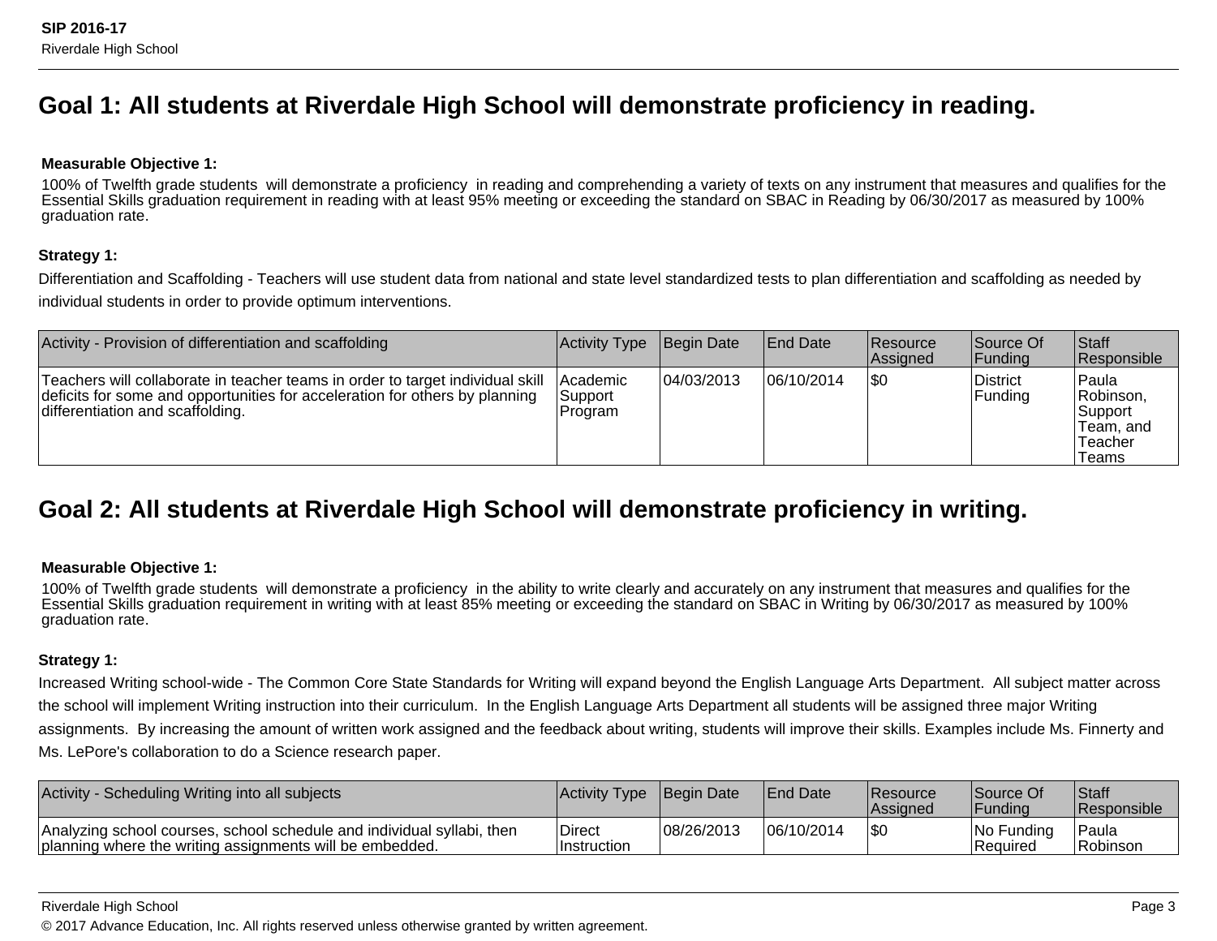## Goal 1: All students at Riverdale High School will demonstrate proficiency in reading.

**Measurable Objective 1:**

100% of Twelfth grade students will demonstrate a proficiency in reading and comprehending a variety of texts on any instrument that measures and qualifies for the Essential Skills graduation requirement in reading with at least 95% meeting or exceeding the standard on SBAC in Reading by 06/30/2017 as measured by 100% graduation rate.

**Strategy 1:**

Differentiation and Scaffolding - Teachers will use student data from national and state level standardized tests to plan differentiation and scaffolding as needed by individual students in order to provide optimum interventions.

| Activity - Provision of differentiation and scaffolding | Activity Type | Begin Date | End Date | Resource Assigned | Source Of Funding | Staff Responsible |
|---|---|---|---|---|---|---|
| Teachers will collaborate in teacher teams in order to target individual skill deficits for some and opportunities for acceleration for others by planning differentiation and scaffolding. | Academic Support Program | 04/03/2013 | 06/10/2014 | $0 | District Funding | Paula Robinson, Support Team, and Teacher Teams |

## Goal 2: All students at Riverdale High School will demonstrate proficiency in writing.

**Measurable Objective 1:**

100% of Twelfth grade students will demonstrate a proficiency in the ability to write clearly and accurately on any instrument that measures and qualifies for the Essential Skills graduation requirement in writing with at least 85% meeting or exceeding the standard on SBAC in Writing by 06/30/2017 as measured by 100% graduation rate.

**Strategy 1:**

Increased Writing school-wide - The Common Core State Standards for Writing will expand beyond the English Language Arts Department. All subject matter across the school will implement Writing instruction into their curriculum. In the English Language Arts Department all students will be assigned three major Writing assignments. By increasing the amount of written work assigned and the feedback about writing, students will improve their skills. Examples include Ms. Finnerty and Ms. LePore's collaboration to do a Science research paper.

| Activity - Scheduling Writing into all subjects | Activity Type | Begin Date | End Date | Resource Assigned | Source Of Funding | Staff Responsible |
|---|---|---|---|---|---|---|
| Analyzing school courses, school schedule and individual syllabi, then planning where the writing assignments will be embedded. | Direct Instruction | 08/26/2013 | 06/10/2014 | $0 | No Funding Required | Paula Robinson |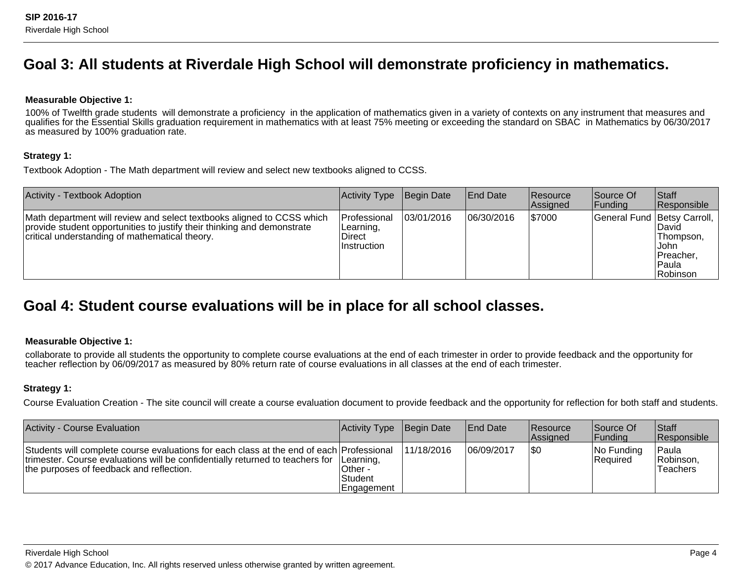## Goal 3: All students at Riverdale High School will demonstrate proficiency in mathematics.

**Measurable Objective 1:**

100% of Twelfth grade students will demonstrate a proficiency in the application of mathematics given in a variety of contexts on any instrument that measures and qualifies for the Essential Skills graduation requirement in mathematics with at least 75% meeting or exceeding the standard on SBAC in Mathematics by 06/30/2017 as measured by 100% graduation rate.

**Strategy 1:**

Textbook Adoption - The Math department will review and select new textbooks aligned to CCSS.

| Activity - Textbook Adoption | Activity Type | Begin Date | End Date | Resource Assigned | Source Of Funding | Staff Responsible |
|---|---|---|---|---|---|---|
| Math department will review and select textbooks aligned to CCSS which provide student opportunities to justify their thinking and demonstrate critical understanding of mathematical theory. | Professional Learning, Direct Instruction | 03/01/2016 | 06/30/2016 | $7000 | General Fund | Betsy Carroll, David Thompson, John Preacher, Paula Robinson |

## Goal 4: Student course evaluations will be in place for all school classes.

**Measurable Objective 1:**

collaborate to provide all students the opportunity to complete course evaluations at the end of each trimester in order to provide feedback and the opportunity for teacher reflection by 06/09/2017 as measured by 80% return rate of course evaluations in all classes at the end of each trimester.

**Strategy 1:**

Course Evaluation Creation - The site council will create a course evaluation document to provide feedback and the opportunity for reflection for both staff and students.

| Activity - Course Evaluation | Activity Type | Begin Date | End Date | Resource Assigned | Source Of Funding | Staff Responsible |
|---|---|---|---|---|---|---|
| Students will complete course evaluations for each class at the end of each trimester. Course evaluations will be confidentially returned to teachers for the purposes of feedback and reflection. | Professional Learning, Other - Student Engagement | 11/18/2016 | 06/09/2017 | $0 | No Funding Required | Paula Robinson, Teachers |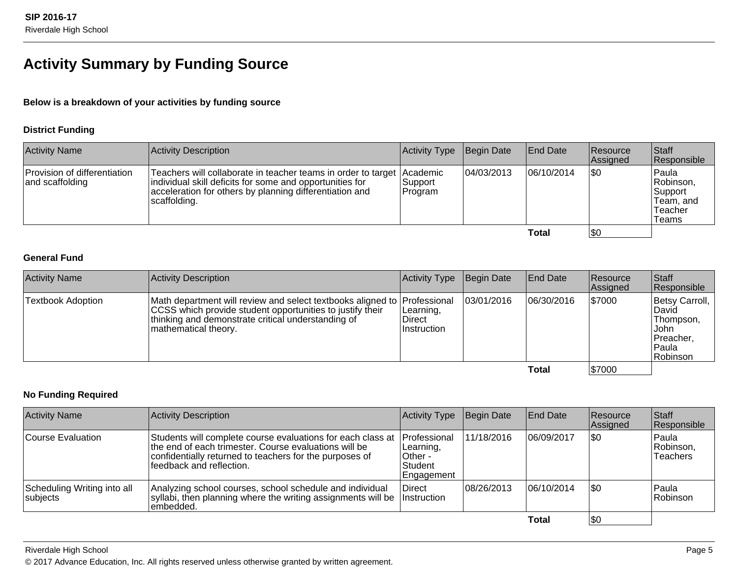## Activity Summary by Funding Source

**Below is a breakdown of your activities by funding source**

### District Funding

| Activity Name | Activity Description | Activity Type | Begin Date | End Date | Resource Assigned | Staff Responsible |
|---|---|---|---|---|---|---|
| Provision of differentiation and scaffolding | Teachers will collaborate in teacher teams in order to target individual skill deficits for some and opportunities for acceleration for others by planning differentiation and scaffolding. | Academic Support Program | 04/03/2013 | 06/10/2014 | $0 | Paula Robinson, Support Team, and Teacher Teams |
| | | | | **Total** | $0 | |

### General Fund

| Activity Name | Activity Description | Activity Type | Begin Date | End Date | Resource Assigned | Staff Responsible |
|---|---|---|---|---|---|---|
| Textbook Adoption | Math department will review and select textbooks aligned to CCSS which provide student opportunities to justify their thinking and demonstrate critical understanding of mathematical theory. | Professional Learning, Direct Instruction | 03/01/2016 | 06/30/2016 | $7000 | Betsy Carroll, David Thompson, John Preacher, Paula Robinson |
| | | | | **Total** | $7000 | |

### No Funding Required

| Activity Name | Activity Description | Activity Type | Begin Date | End Date | Resource Assigned | Staff Responsible |
|---|---|---|---|---|---|---|
| Course Evaluation | Students will complete course evaluations for each class at the end of each trimester. Course evaluations will be confidentially returned to teachers for the purposes of feedback and reflection. | Professional Learning, Other - Student Engagement | 11/18/2016 | 06/09/2017 | $0 | Paula Robinson, Teachers |
| Scheduling Writing into all subjects | Analyzing school courses, school schedule and individual syllabi, then planning where the writing assignments will be embedded. | Direct Instruction | 08/26/2013 | 06/10/2014 | $0 | Paula Robinson |
| | | | | **Total** | $0 | |